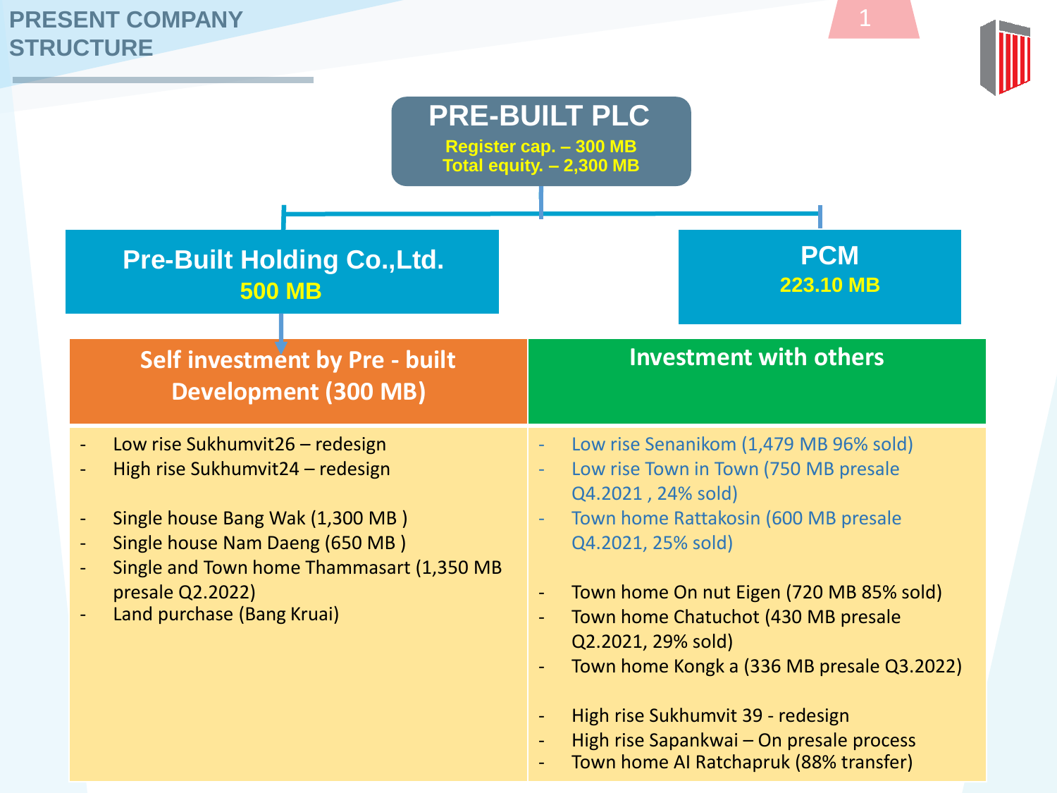# PRESENT COMPANY STRUCTURE

## PRE-BUILT PLC

**Register cap. – 300 MB**
**Total equity. – 2,300 MB**

### Pre-Built Holding Co.,Ltd.

**500 MB**

### PCM

**223.10 MB**

| Self investment by Pre - built Development (300 MB) | Investment with others |
|---|---|
| - Low rise Sukhumvit26 – redesign<br>- High rise Sukhumvit24 – redesign<br><br>- Single house Bang Wak (1,300 MB )<br>- Single house Nam Daeng (650 MB )<br>- Single and Town home Thammasart (1,350 MB presale Q2.2022)<br>- Land purchase (Bang Kruai) | - Low rise Senanikom (1,479 MB 96% sold)<br>- Low rise Town in Town (750 MB presale Q4.2021 , 24% sold)<br>- Town home Rattakosin (600 MB presale Q4.2021, 25% sold)<br><br>- Town home On nut Eigen (720 MB 85% sold)<br>- Town home Chatuchot (430 MB presale Q2.2021, 29% sold)<br>- Town home Kongk a (336 MB presale Q3.2022)<br><br>- High rise Sukhumvit 39 - redesign<br>- High rise Sapankwai – On presale process<br>- Town home AI Ratchapruk (88% transfer) |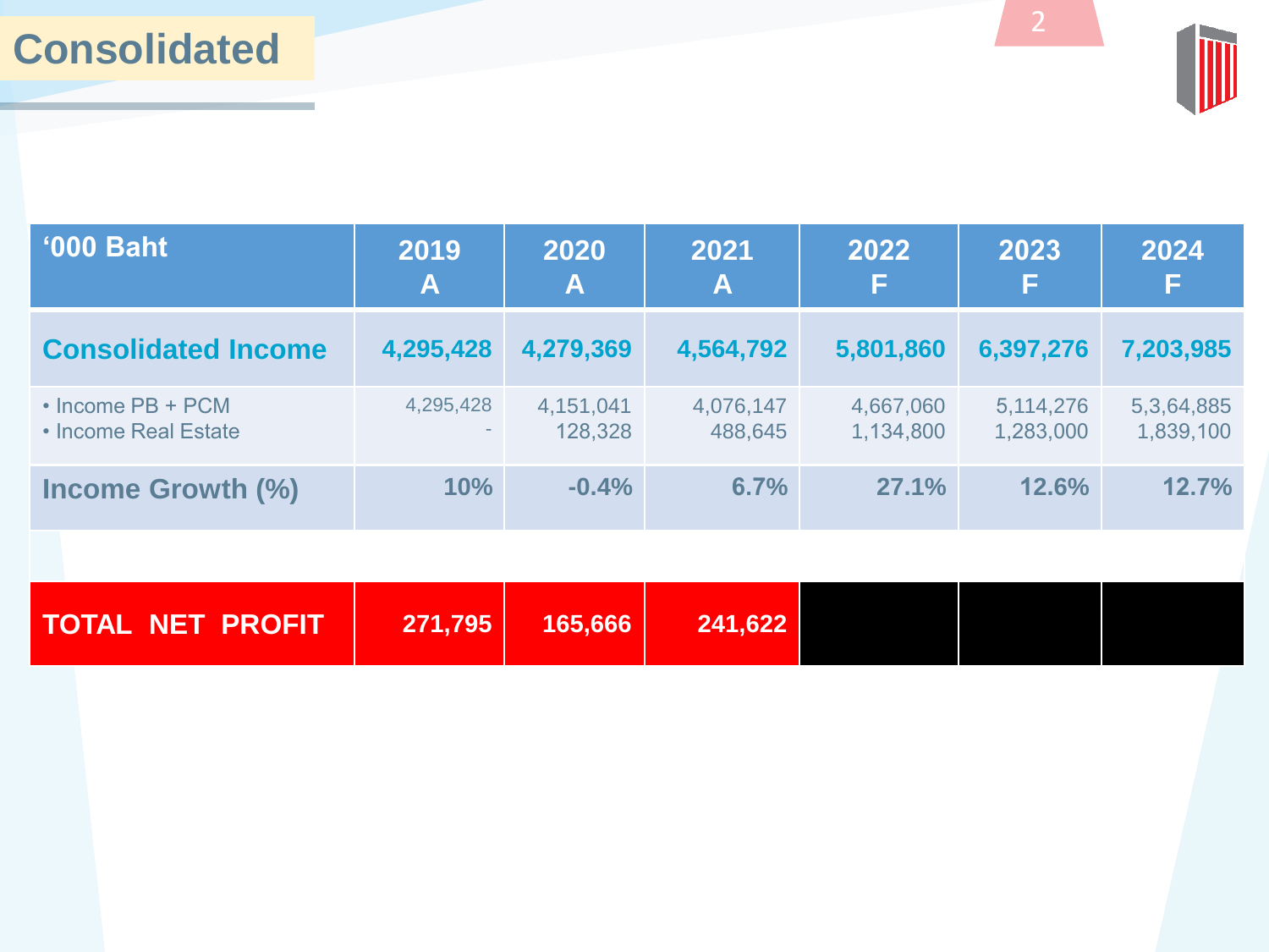# Consolidated

| '000 Baht | 2019 A | 2020 A | 2021 A | 2022 F | 2023 F | 2024 F |
|---|---|---|---|---|---|---|
| **Consolidated Income** | **4,295,428** | **4,279,369** | **4,564,792** | **5,801,860** | **6,397,276** | **7,203,985** |
| • Income PB + PCM<br>• Income Real Estate | 4,295,428<br>- | 4,151,041<br>128,328 | 4,076,147<br>488,645 | 4,667,060<br>1,134,800 | 5,114,276<br>1,283,000 | 5,3,64,885<br>1,839,100 |
| **Income Growth (%)** | **10%** | **-0.4%** | **6.7%** | **27.1%** | **12.6%** | **12.7%** |
| | | | | | | |
| **TOTAL NET PROFIT** | **271,795** | **165,666** | **241,622** | | | |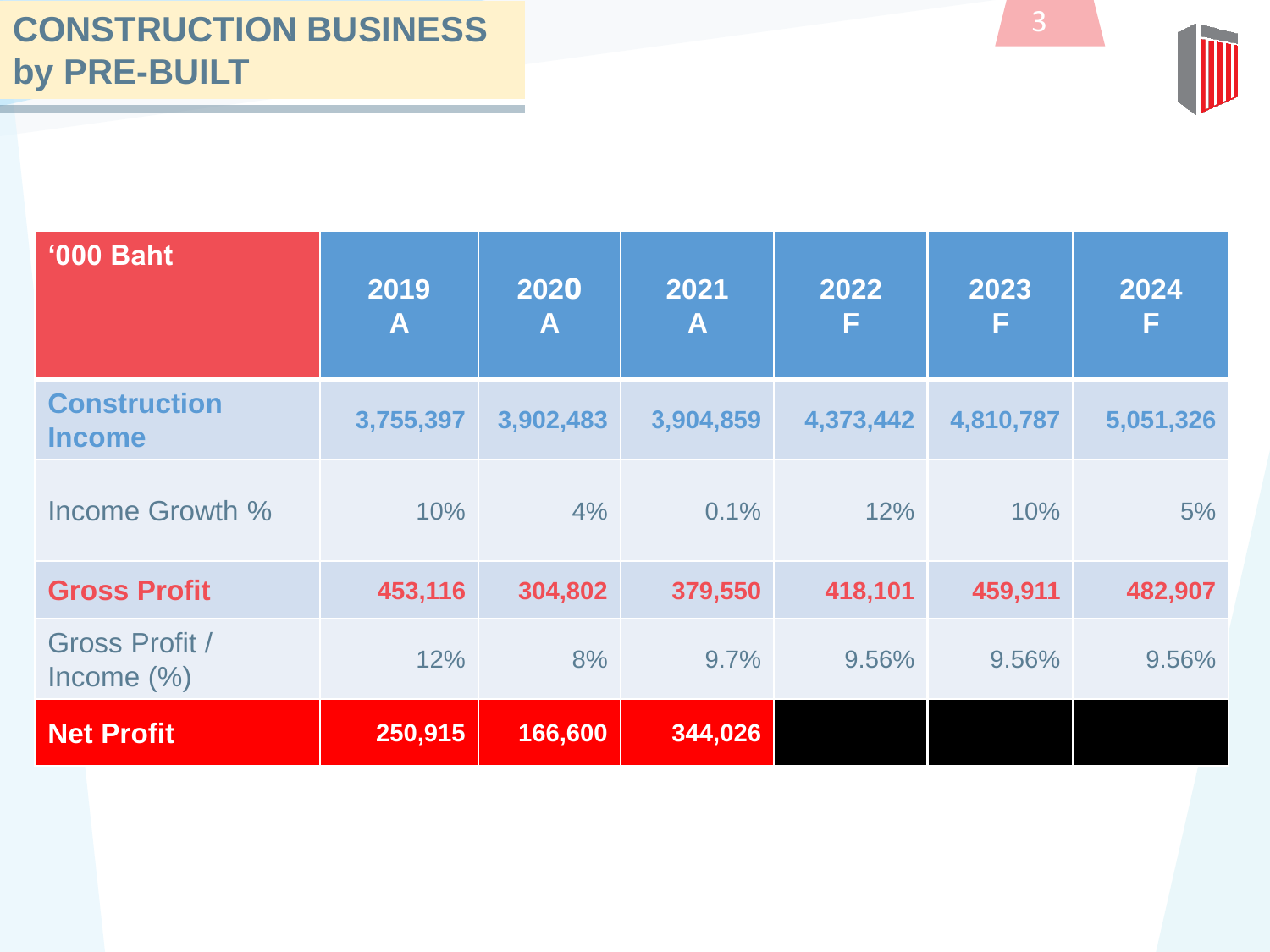# CONSTRUCTION BUSINESS by PRE-BUILT

| '000 Baht | 2019 A | 2020 A | 2021 A | 2022 F | 2023 F | 2024 F |
|---|---|---|---|---|---|---|
| **Construction Income** | **3,755,397** | **3,902,483** | **3,904,859** | **4,373,442** | **4,810,787** | **5,051,326** |
| Income Growth % | 10% | 4% | 0.1% | 12% | 10% | 5% |
| **Gross Profit** | **453,116** | **304,802** | **379,550** | **418,101** | **459,911** | **482,907** |
| Gross Profit / Income (%) | 12% | 8% | 9.7% | 9.56% | 9.56% | 9.56% |
| **Net Profit** | **250,915** | **166,600** | **344,026** | | | |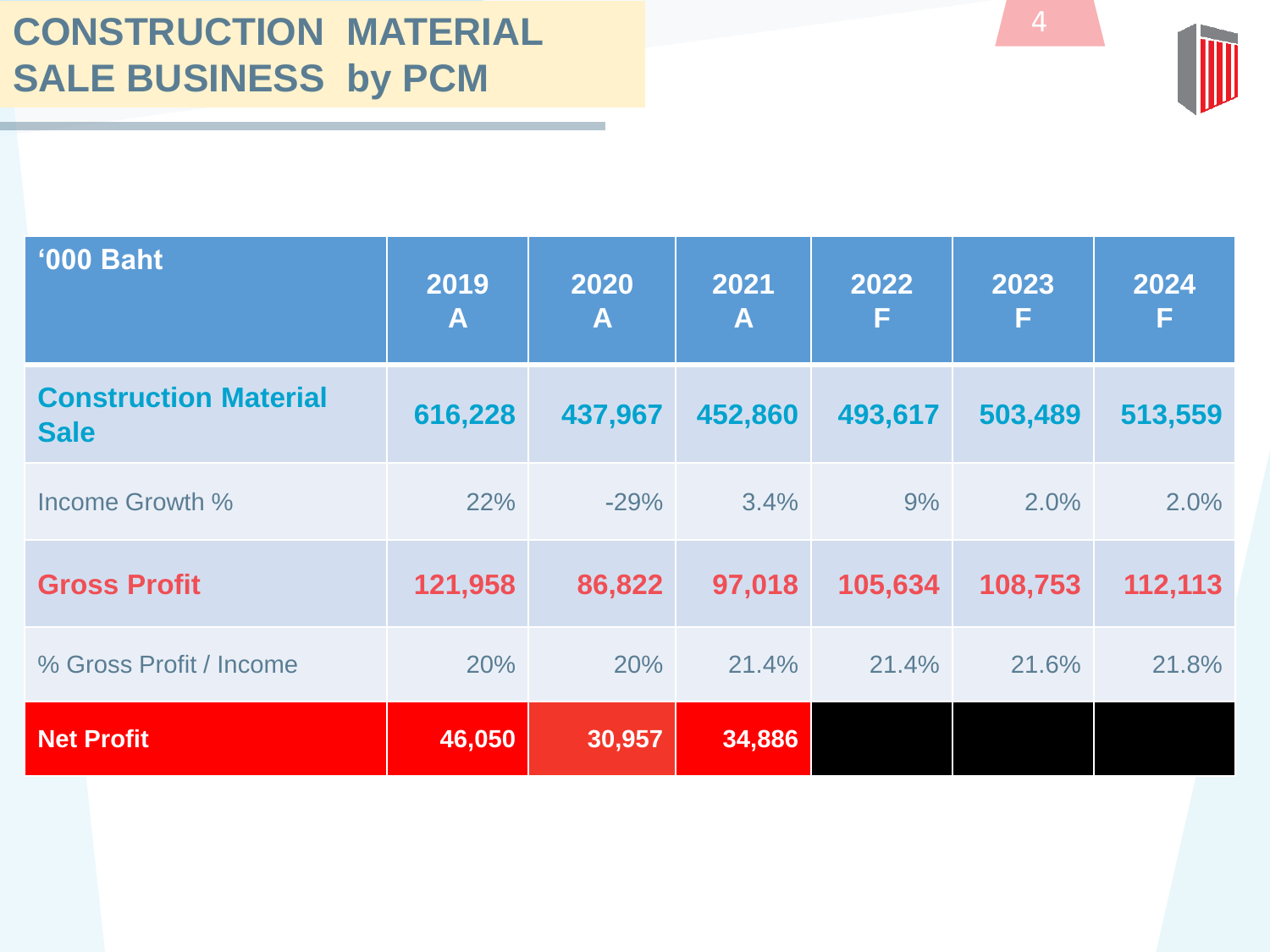# CONSTRUCTION MATERIAL SALE BUSINESS by PCM

| '000 Baht | 2019 A | 2020 A | 2021 A | 2022 F | 2023 F | 2024 F |
|---|---|---|---|---|---|---|
| **Construction Material Sale** | **616,228** | **437,967** | **452,860** | **493,617** | **503,489** | **513,559** |
| Income Growth % | 22% | -29% | 3.4% | 9% | 2.0% | 2.0% |
| **Gross Profit** | **121,958** | **86,822** | **97,018** | **105,634** | **108,753** | **112,113** |
| % Gross Profit / Income | 20% | 20% | 21.4% | 21.4% | 21.6% | 21.8% |
| **Net Profit** | **46,050** | **30,957** | **34,886** | | | |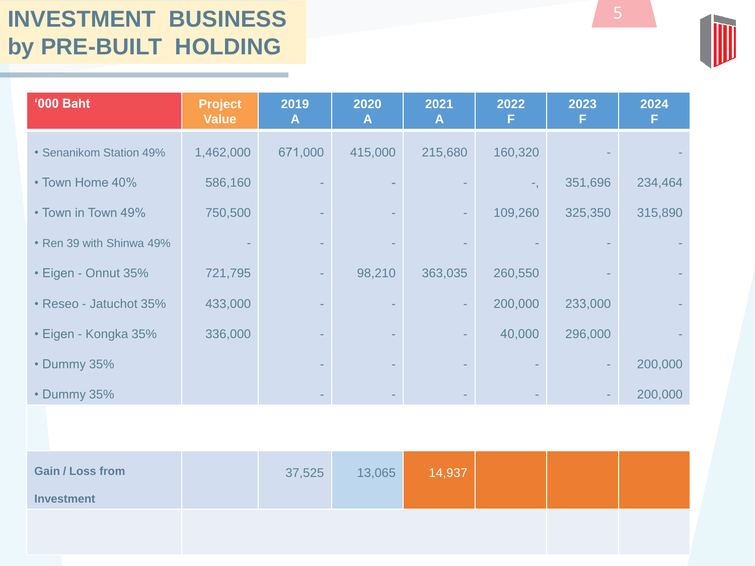# INVESTMENT BUSINESS by PRE-BUILT HOLDING

| '000 Baht | Project Value | 2019 A | 2020 A | 2021 A | 2022 F | 2023 F | 2024 F |
|---|---|---|---|---|---|---|---|
| • Senanikom Station 49% | 1,462,000 | 671,000 | 415,000 | 215,680 | 160,320 | - | - |
| • Town Home 40% | 586,160 | - | - | - | -, | 351,696 | 234,464 |
| • Town in Town 49% | 750,500 | - | - | - | 109,260 | 325,350 | 315,890 |
| • Ren 39 with Shinwa 49% | - | - | - | - | - | - | - |
| • Eigen - Onnut 35% | 721,795 | - | 98,210 | 363,035 | 260,550 | - | - |
| • Reseo - Jatuchot 35% | 433,000 | - | - | - | 200,000 | 233,000 | - |
| • Eigen - Kongka 35% | 336,000 | - | - | - | 40,000 | 296,000 | - |
| • Dummy 35% | | - | - | - | - | - | 200,000 |
| • Dummy 35% | | - | - | - | - | - | 200,000 |
| | | | | | | | |
| **Gain / Loss from Investment** | | 37,525 | 13,065 | 14,937 | | | |
| | | | | | | | |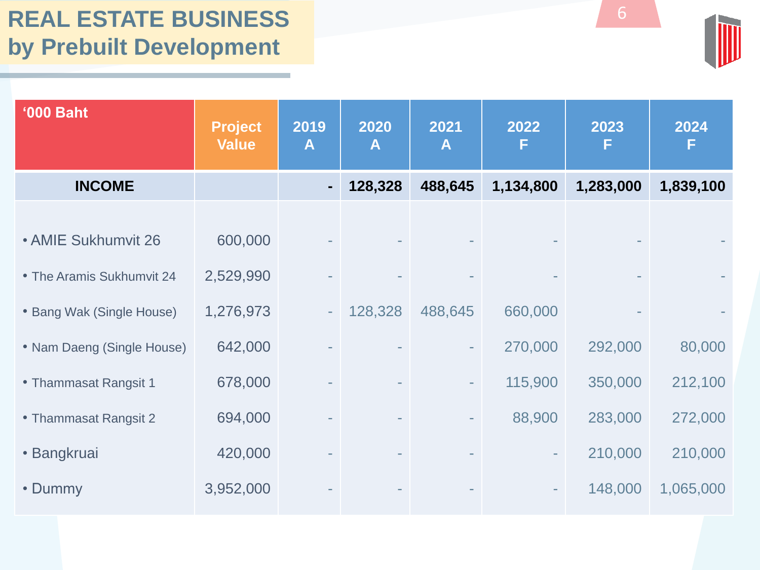# REAL ESTATE BUSINESS by Prebuilt Development

| '000 Baht | Project Value | 2019 A | 2020 A | 2021 A | 2022 F | 2023 F | 2024 F |
|---|---|---|---|---|---|---|---|
| **INCOME** | | **-** | **128,328** | **488,645** | **1,134,800** | **1,283,000** | **1,839,100** |
| • AMIE Sukhumvit 26 | 600,000 | - | - | - | - | - | - |
| • The Aramis Sukhumvit 24 | 2,529,990 | - | - | - | - | - | - |
| • Bang Wak (Single House) | 1,276,973 | - | 128,328 | 488,645 | 660,000 | - | - |
| • Nam Daeng (Single House) | 642,000 | - | - | - | 270,000 | 292,000 | 80,000 |
| • Thammasat Rangsit 1 | 678,000 | - | - | - | 115,900 | 350,000 | 212,100 |
| • Thammasat Rangsit 2 | 694,000 | - | - | - | 88,900 | 283,000 | 272,000 |
| • Bangkruai | 420,000 | - | - | - | - | 210,000 | 210,000 |
| • Dummy | 3,952,000 | - | - | - | - | 148,000 | 1,065,000 |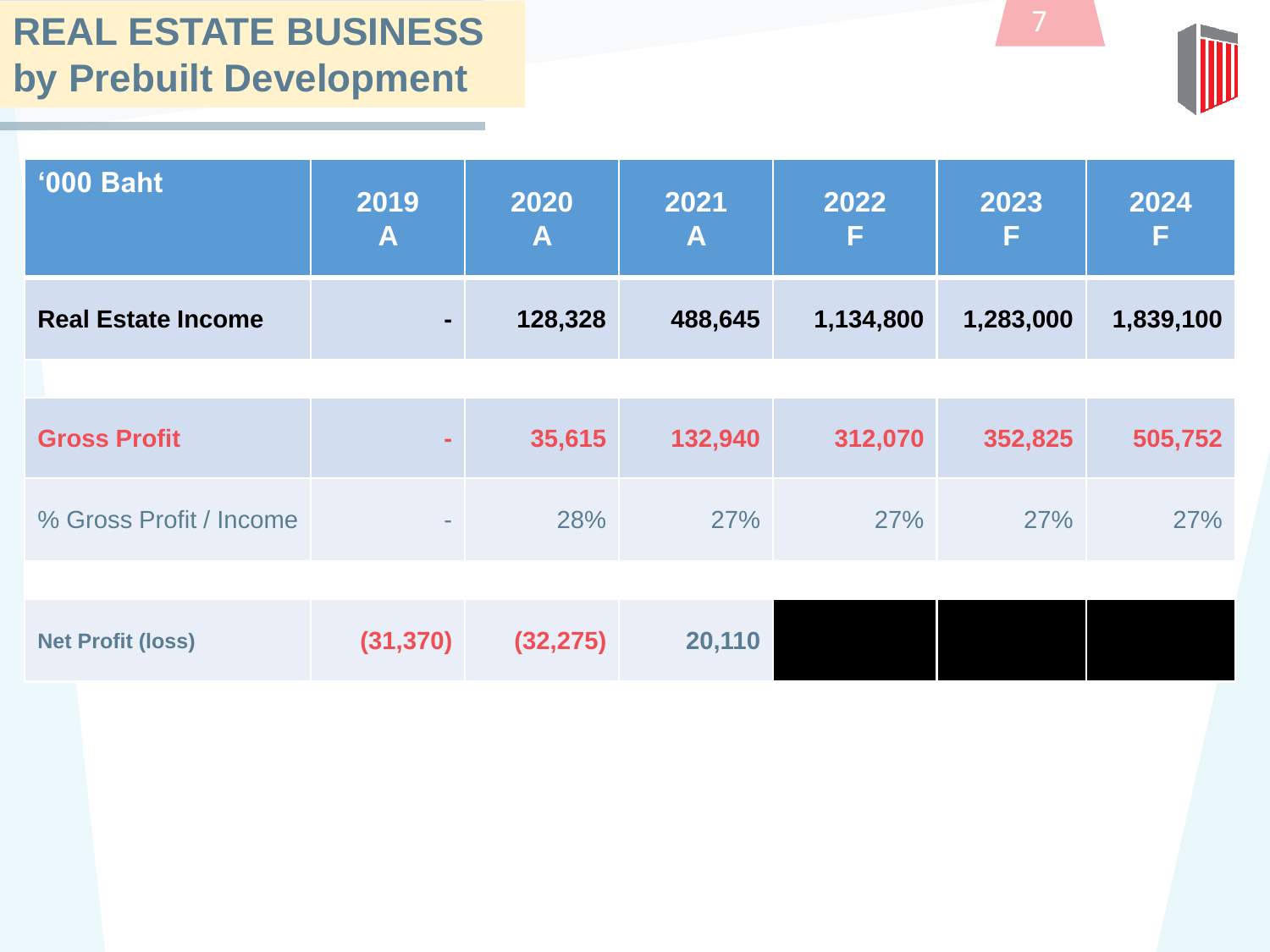# REAL ESTATE BUSINESS by Prebuilt Development

| '000 Baht | 2019 A | 2020 A | 2021 A | 2022 F | 2023 F | 2024 F |
|---|---|---|---|---|---|---|
| **Real Estate Income** | **-** | **128,328** | **488,645** | **1,134,800** | **1,283,000** | **1,839,100** |
| | | | | | | |
| **Gross Profit** | **-** | **35,615** | **132,940** | **312,070** | **352,825** | **505,752** |
| % Gross Profit / Income | - | 28% | 27% | 27% | 27% | 27% |
| | | | | | | |
| **Net Profit (loss)** | **(31,370)** | **(32,275)** | **20,110** | | | |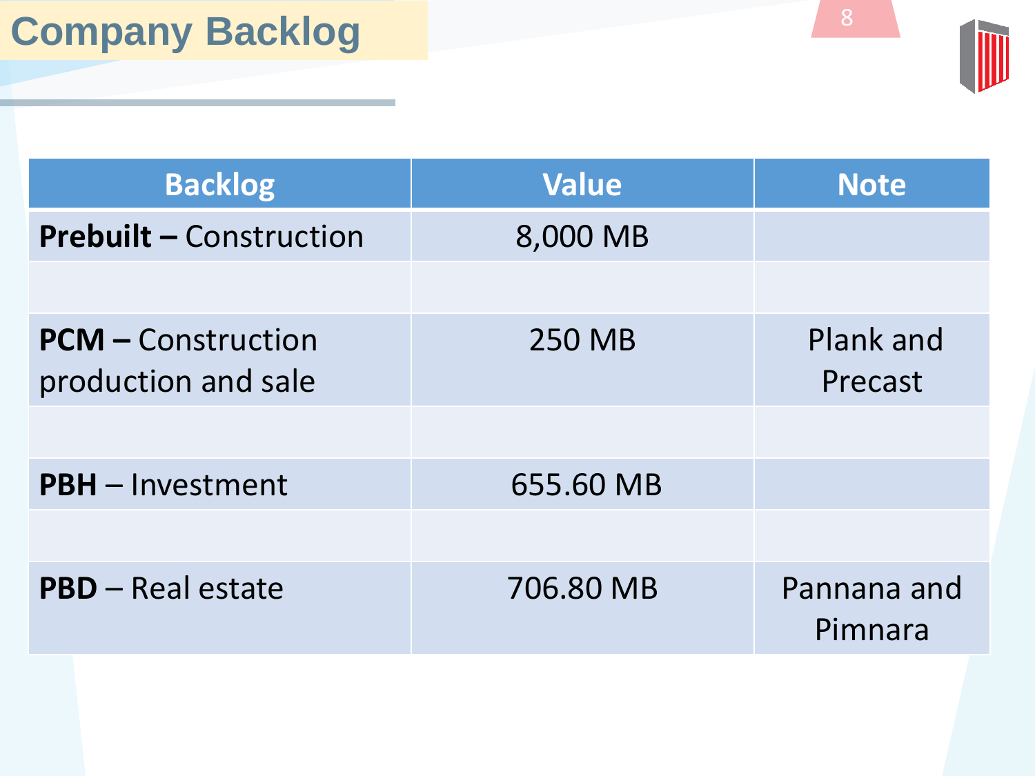# Company Backlog

| Backlog | Value | Note |
|---|---|---|
| **Prebuilt –** Construction | 8,000 MB | |
| | | |
| **PCM –** Construction production and sale | 250 MB | Plank and Precast |
| | | |
| **PBH** – Investment | 655.60 MB | |
| | | |
| **PBD** – Real estate | 706.80 MB | Pannana and Pimnara |